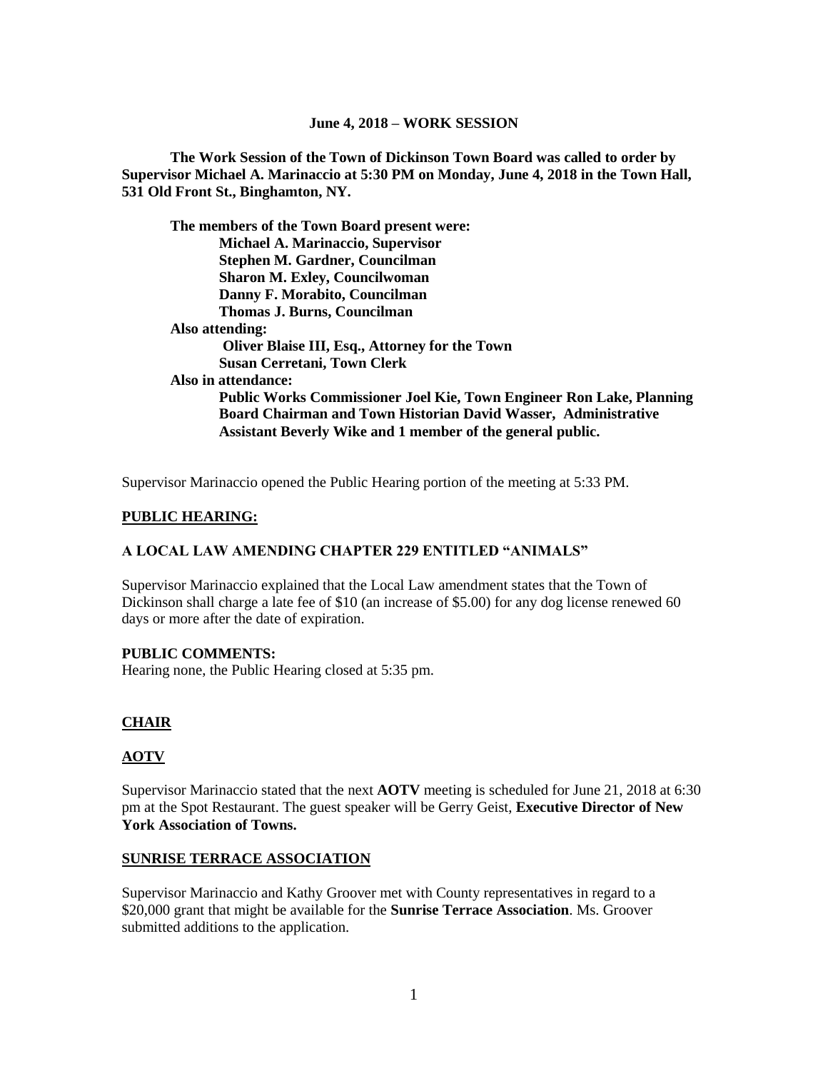**June 4, 2018 – WORK SESSION**

**The Work Session of the Town of Dickinson Town Board was called to order by Supervisor Michael A. Marinaccio at 5:30 PM on Monday, June 4, 2018 in the Town Hall, 531 Old Front St., Binghamton, NY.**

**The members of the Town Board present were:**
**Michael A. Marinaccio, Supervisor**
**Stephen M. Gardner, Councilman**
**Sharon M. Exley, Councilwoman**
**Danny F. Morabito, Councilman**
**Thomas J. Burns, Councilman**

**Also attending:**
**Oliver Blaise III, Esq., Attorney for the Town**
**Susan Cerretani, Town Clerk**

**Also in attendance:**
**Public Works Commissioner Joel Kie, Town Engineer Ron Lake, Planning Board Chairman and Town Historian David Wasser, Administrative Assistant Beverly Wike and 1 member of the general public.**

Supervisor Marinaccio opened the Public Hearing portion of the meeting at 5:33 PM.

**PUBLIC HEARING:**

**A LOCAL LAW AMENDING CHAPTER 229 ENTITLED "ANIMALS"**

Supervisor Marinaccio explained that the Local Law amendment states that the Town of Dickinson shall charge a late fee of $10 (an increase of $5.00) for any dog license renewed 60 days or more after the date of expiration.

**PUBLIC COMMENTS:**
Hearing none, the Public Hearing closed at 5:35 pm.

**CHAIR**

**AOTV**

Supervisor Marinaccio stated that the next **AOTV** meeting is scheduled for June 21, 2018 at 6:30 pm at the Spot Restaurant. The guest speaker will be Gerry Geist, **Executive Director of New York Association of Towns.**

**SUNRISE TERRACE ASSOCIATION**

Supervisor Marinaccio and Kathy Groover met with County representatives in regard to a $20,000 grant that might be available for the **Sunrise Terrace Association**. Ms. Groover submitted additions to the application.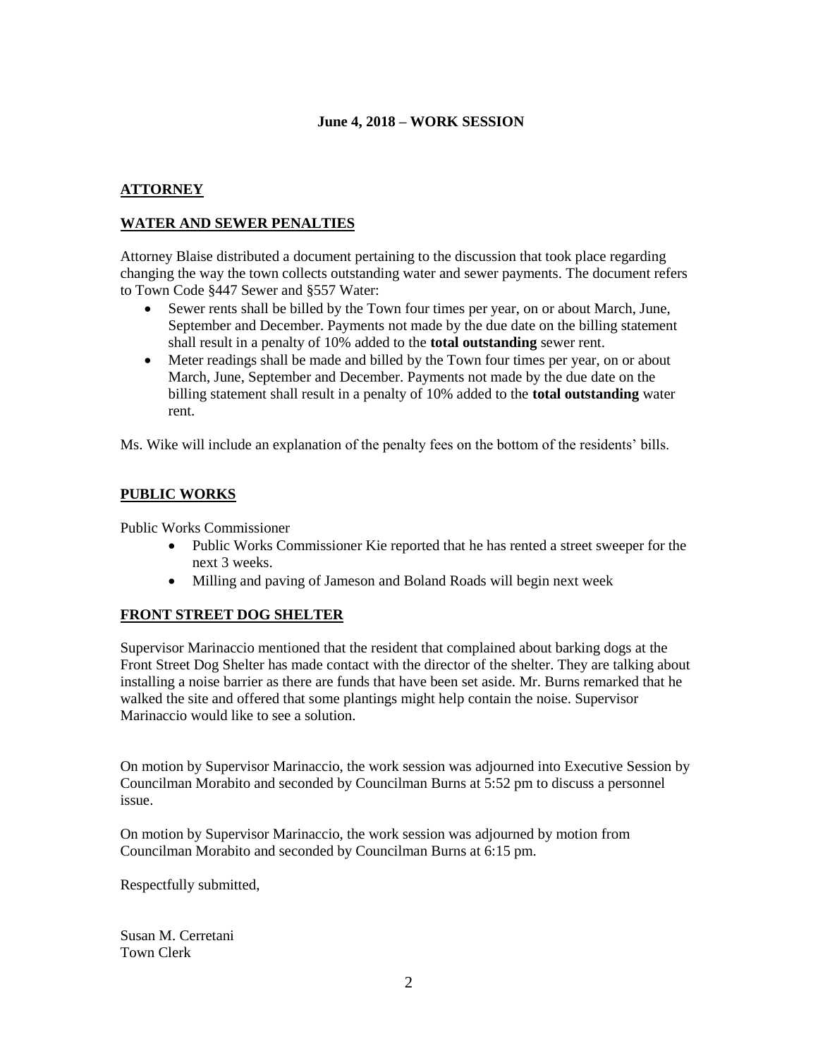**June 4, 2018 – WORK SESSION**

## ATTORNEY

## WATER AND SEWER PENALTIES

Attorney Blaise distributed a document pertaining to the discussion that took place regarding changing the way the town collects outstanding water and sewer payments. The document refers to Town Code §447 Sewer and §557 Water:

- Sewer rents shall be billed by the Town four times per year, on or about March, June, September and December. Payments not made by the due date on the billing statement shall result in a penalty of 10% added to the **total outstanding** sewer rent.
- Meter readings shall be made and billed by the Town four times per year, on or about March, June, September and December. Payments not made by the due date on the billing statement shall result in a penalty of 10% added to the **total outstanding** water rent.

Ms. Wike will include an explanation of the penalty fees on the bottom of the residents' bills.

## PUBLIC WORKS

Public Works Commissioner

- Public Works Commissioner Kie reported that he has rented a street sweeper for the next 3 weeks.
- Milling and paving of Jameson and Boland Roads will begin next week

## FRONT STREET DOG SHELTER

Supervisor Marinaccio mentioned that the resident that complained about barking dogs at the Front Street Dog Shelter has made contact with the director of the shelter. They are talking about installing a noise barrier as there are funds that have been set aside. Mr. Burns remarked that he walked the site and offered that some plantings might help contain the noise. Supervisor Marinaccio would like to see a solution.

On motion by Supervisor Marinaccio, the work session was adjourned into Executive Session by Councilman Morabito and seconded by Councilman Burns at 5:52 pm to discuss a personnel issue.

On motion by Supervisor Marinaccio, the work session was adjourned by motion from Councilman Morabito and seconded by Councilman Burns at 6:15 pm.

Respectfully submitted,

Susan M. Cerretani
Town Clerk